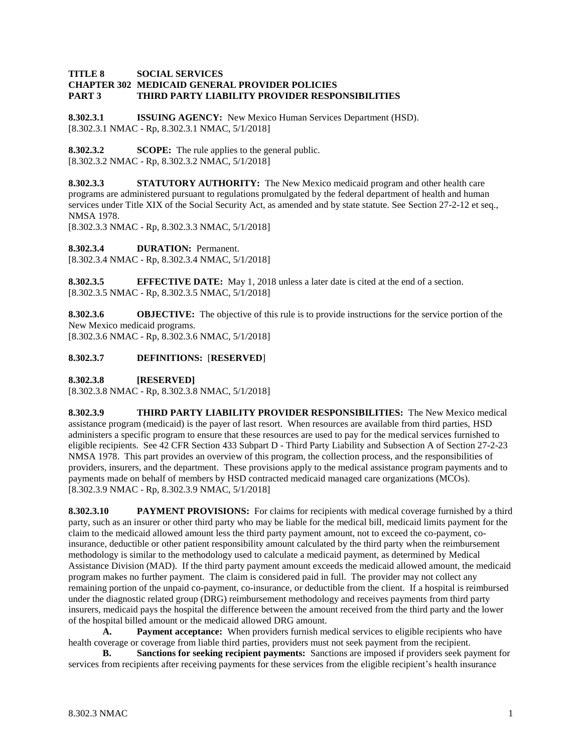**TITLE 8 SOCIAL SERVICES**
**CHAPTER 302 MEDICAID GENERAL PROVIDER POLICIES**
**PART 3 THIRD PARTY LIABILITY PROVIDER RESPONSIBILITIES**

**8.302.3.1 ISSUING AGENCY:** New Mexico Human Services Department (HSD).
[8.302.3.1 NMAC - Rp, 8.302.3.1 NMAC, 5/1/2018]

**8.302.3.2 SCOPE:** The rule applies to the general public.
[8.302.3.2 NMAC - Rp, 8.302.3.2 NMAC, 5/1/2018]

**8.302.3.3 STATUTORY AUTHORITY:** The New Mexico medicaid program and other health care programs are administered pursuant to regulations promulgated by the federal department of health and human services under Title XIX of the Social Security Act, as amended and by state statute. See Section 27-2-12 et seq., NMSA 1978.
[8.302.3.3 NMAC - Rp, 8.302.3.3 NMAC, 5/1/2018]

**8.302.3.4 DURATION:** Permanent.
[8.302.3.4 NMAC - Rp, 8.302.3.4 NMAC, 5/1/2018]

**8.302.3.5 EFFECTIVE DATE:** May 1, 2018 unless a later date is cited at the end of a section.
[8.302.3.5 NMAC - Rp, 8.302.3.5 NMAC, 5/1/2018]

**8.302.3.6 OBJECTIVE:** The objective of this rule is to provide instructions for the service portion of the New Mexico medicaid programs.
[8.302.3.6 NMAC - Rp, 8.302.3.6 NMAC, 5/1/2018]

**8.302.3.7 DEFINITIONS:** [**RESERVED**]

**8.302.3.8 [RESERVED]**
[8.302.3.8 NMAC - Rp, 8.302.3.8 NMAC, 5/1/2018]

**8.302.3.9 THIRD PARTY LIABILITY PROVIDER RESPONSIBILITIES:** The New Mexico medical assistance program (medicaid) is the payer of last resort. When resources are available from third parties, HSD administers a specific program to ensure that these resources are used to pay for the medical services furnished to eligible recipients. See 42 CFR Section 433 Subpart D - Third Party Liability and Subsection A of Section 27-2-23 NMSA 1978. This part provides an overview of this program, the collection process, and the responsibilities of providers, insurers, and the department. These provisions apply to the medical assistance program payments and to payments made on behalf of members by HSD contracted medicaid managed care organizations (MCOs).
[8.302.3.9 NMAC - Rp, 8.302.3.9 NMAC, 5/1/2018]

**8.302.3.10 PAYMENT PROVISIONS:** For claims for recipients with medical coverage furnished by a third party, such as an insurer or other third party who may be liable for the medical bill, medicaid limits payment for the claim to the medicaid allowed amount less the third party payment amount, not to exceed the co-payment, co-insurance, deductible or other patient responsibility amount calculated by the third party when the reimbursement methodology is similar to the methodology used to calculate a medicaid payment, as determined by Medical Assistance Division (MAD). If the third party payment amount exceeds the medicaid allowed amount, the medicaid program makes no further payment. The claim is considered paid in full. The provider may not collect any remaining portion of the unpaid co-payment, co-insurance, or deductible from the client. If a hospital is reimbursed under the diagnostic related group (DRG) reimbursement methodology and receives payments from third party insurers, medicaid pays the hospital the difference between the amount received from the third party and the lower of the hospital billed amount or the medicaid allowed DRG amount.

**A. Payment acceptance:** When providers furnish medical services to eligible recipients who have health coverage or coverage from liable third parties, providers must not seek payment from the recipient.

**B. Sanctions for seeking recipient payments:** Sanctions are imposed if providers seek payment for services from recipients after receiving payments for these services from the eligible recipient's health insurance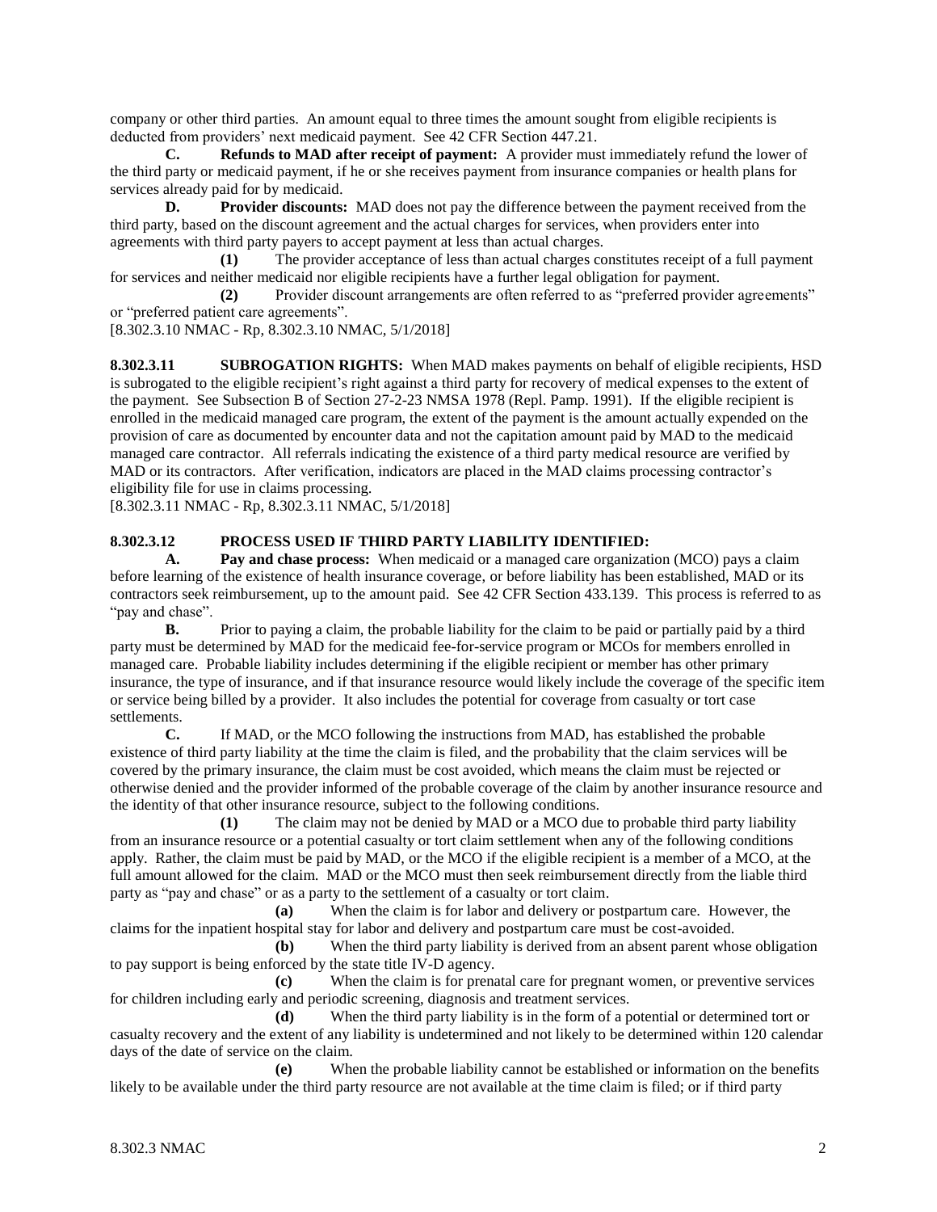company or other third parties. An amount equal to three times the amount sought from eligible recipients is deducted from providers' next medicaid payment. See 42 CFR Section 447.21.

**C. Refunds to MAD after receipt of payment:** A provider must immediately refund the lower of the third party or medicaid payment, if he or she receives payment from insurance companies or health plans for services already paid for by medicaid.

**D. Provider discounts:** MAD does not pay the difference between the payment received from the third party, based on the discount agreement and the actual charges for services, when providers enter into agreements with third party payers to accept payment at less than actual charges.

**(1)** The provider acceptance of less than actual charges constitutes receipt of a full payment for services and neither medicaid nor eligible recipients have a further legal obligation for payment.

**(2)** Provider discount arrangements are often referred to as "preferred provider agreements" or "preferred patient care agreements".

[8.302.3.10 NMAC - Rp, 8.302.3.10 NMAC, 5/1/2018]

**8.302.3.11 SUBROGATION RIGHTS:** When MAD makes payments on behalf of eligible recipients, HSD is subrogated to the eligible recipient's right against a third party for recovery of medical expenses to the extent of the payment. See Subsection B of Section 27-2-23 NMSA 1978 (Repl. Pamp. 1991). If the eligible recipient is enrolled in the medicaid managed care program, the extent of the payment is the amount actually expended on the provision of care as documented by encounter data and not the capitation amount paid by MAD to the medicaid managed care contractor. All referrals indicating the existence of a third party medical resource are verified by MAD or its contractors. After verification, indicators are placed in the MAD claims processing contractor's eligibility file for use in claims processing.

[8.302.3.11 NMAC - Rp, 8.302.3.11 NMAC, 5/1/2018]

**8.302.3.12 PROCESS USED IF THIRD PARTY LIABILITY IDENTIFIED:**

**A. Pay and chase process:** When medicaid or a managed care organization (MCO) pays a claim before learning of the existence of health insurance coverage, or before liability has been established, MAD or its contractors seek reimbursement, up to the amount paid. See 42 CFR Section 433.139. This process is referred to as "pay and chase".

**B.** Prior to paying a claim, the probable liability for the claim to be paid or partially paid by a third party must be determined by MAD for the medicaid fee-for-service program or MCOs for members enrolled in managed care. Probable liability includes determining if the eligible recipient or member has other primary insurance, the type of insurance, and if that insurance resource would likely include the coverage of the specific item or service being billed by a provider. It also includes the potential for coverage from casualty or tort case settlements.

**C.** If MAD, or the MCO following the instructions from MAD, has established the probable existence of third party liability at the time the claim is filed, and the probability that the claim services will be covered by the primary insurance, the claim must be cost avoided, which means the claim must be rejected or otherwise denied and the provider informed of the probable coverage of the claim by another insurance resource and the identity of that other insurance resource, subject to the following conditions.

**(1)** The claim may not be denied by MAD or a MCO due to probable third party liability from an insurance resource or a potential casualty or tort claim settlement when any of the following conditions apply. Rather, the claim must be paid by MAD, or the MCO if the eligible recipient is a member of a MCO, at the full amount allowed for the claim. MAD or the MCO must then seek reimbursement directly from the liable third party as "pay and chase" or as a party to the settlement of a casualty or tort claim.

**(a)** When the claim is for labor and delivery or postpartum care. However, the claims for the inpatient hospital stay for labor and delivery and postpartum care must be cost-avoided.

**(b)** When the third party liability is derived from an absent parent whose obligation to pay support is being enforced by the state title IV-D agency.

**(c)** When the claim is for prenatal care for pregnant women, or preventive services for children including early and periodic screening, diagnosis and treatment services.

**(d)** When the third party liability is in the form of a potential or determined tort or casualty recovery and the extent of any liability is undetermined and not likely to be determined within 120 calendar days of the date of service on the claim.

**(e)** When the probable liability cannot be established or information on the benefits likely to be available under the third party resource are not available at the time claim is filed; or if third party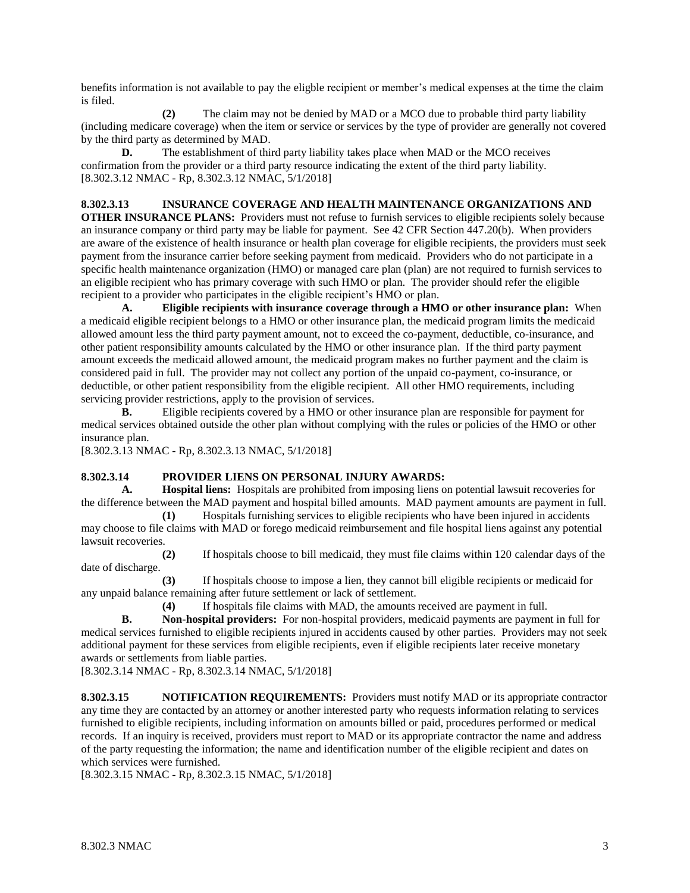benefits information is not available to pay the eligble recipient or member's medical expenses at the time the claim is filed.

**(2)** The claim may not be denied by MAD or a MCO due to probable third party liability (including medicare coverage) when the item or service or services by the type of provider are generally not covered by the third party as determined by MAD.

**D.** The establishment of third party liability takes place when MAD or the MCO receives confirmation from the provider or a third party resource indicating the extent of the third party liability.

[8.302.3.12 NMAC - Rp, 8.302.3.12 NMAC, 5/1/2018]

**8.302.3.13 INSURANCE COVERAGE AND HEALTH MAINTENANCE ORGANIZATIONS AND OTHER INSURANCE PLANS:** Providers must not refuse to furnish services to eligible recipients solely because an insurance company or third party may be liable for payment. See 42 CFR Section 447.20(b). When providers are aware of the existence of health insurance or health plan coverage for eligible recipients, the providers must seek payment from the insurance carrier before seeking payment from medicaid. Providers who do not participate in a specific health maintenance organization (HMO) or managed care plan (plan) are not required to furnish services to an eligible recipient who has primary coverage with such HMO or plan. The provider should refer the eligible recipient to a provider who participates in the eligible recipient's HMO or plan.

**A. Eligible recipients with insurance coverage through a HMO or other insurance plan:** When a medicaid eligible recipient belongs to a HMO or other insurance plan, the medicaid program limits the medicaid allowed amount less the third party payment amount, not to exceed the co-payment, deductible, co-insurance, and other patient responsibility amounts calculated by the HMO or other insurance plan. If the third party payment amount exceeds the medicaid allowed amount, the medicaid program makes no further payment and the claim is considered paid in full. The provider may not collect any portion of the unpaid co-payment, co-insurance, or deductible, or other patient responsibility from the eligible recipient. All other HMO requirements, including servicing provider restrictions, apply to the provision of services.

**B.** Eligible recipients covered by a HMO or other insurance plan are responsible for payment for medical services obtained outside the other plan without complying with the rules or policies of the HMO or other insurance plan.

[8.302.3.13 NMAC - Rp, 8.302.3.13 NMAC, 5/1/2018]

**8.302.3.14 PROVIDER LIENS ON PERSONAL INJURY AWARDS:**

**A. Hospital liens:** Hospitals are prohibited from imposing liens on potential lawsuit recoveries for the difference between the MAD payment and hospital billed amounts. MAD payment amounts are payment in full.

**(1)** Hospitals furnishing services to eligible recipients who have been injured in accidents may choose to file claims with MAD or forego medicaid reimbursement and file hospital liens against any potential lawsuit recoveries.

**(2)** If hospitals choose to bill medicaid, they must file claims within 120 calendar days of the date of discharge.

**(3)** If hospitals choose to impose a lien, they cannot bill eligible recipients or medicaid for any unpaid balance remaining after future settlement or lack of settlement.

**(4)** If hospitals file claims with MAD, the amounts received are payment in full.

**B. Non-hospital providers:** For non-hospital providers, medicaid payments are payment in full for medical services furnished to eligible recipients injured in accidents caused by other parties. Providers may not seek additional payment for these services from eligible recipients, even if eligible recipients later receive monetary awards or settlements from liable parties.

[8.302.3.14 NMAC - Rp, 8.302.3.14 NMAC, 5/1/2018]

**8.302.3.15 NOTIFICATION REQUIREMENTS:** Providers must notify MAD or its appropriate contractor any time they are contacted by an attorney or another interested party who requests information relating to services furnished to eligible recipients, including information on amounts billed or paid, procedures performed or medical records. If an inquiry is received, providers must report to MAD or its appropriate contractor the name and address of the party requesting the information; the name and identification number of the eligible recipient and dates on which services were furnished.

[8.302.3.15 NMAC - Rp, 8.302.3.15 NMAC, 5/1/2018]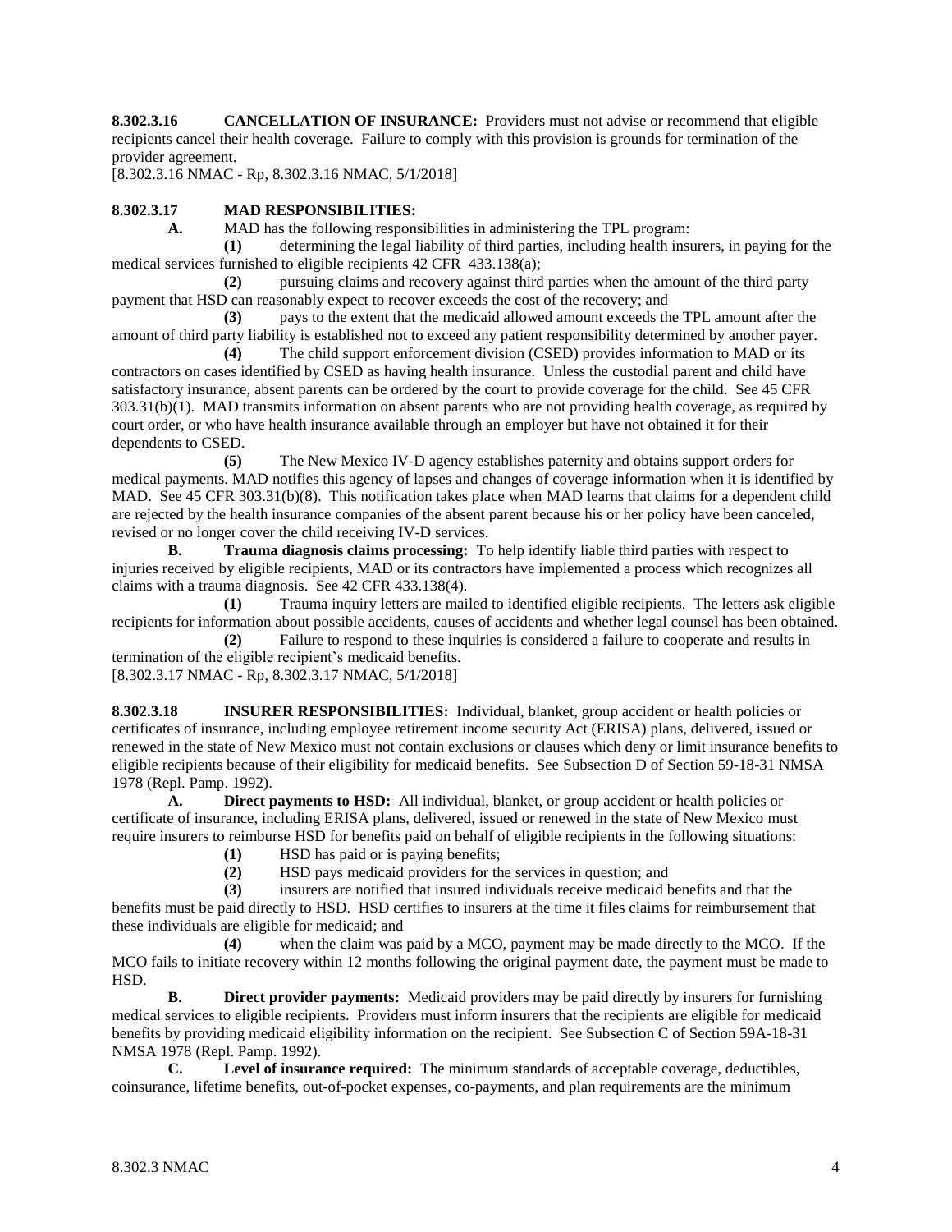**8.302.3.16 CANCELLATION OF INSURANCE:** Providers must not advise or recommend that eligible recipients cancel their health coverage. Failure to comply with this provision is grounds for termination of the provider agreement.
[8.302.3.16 NMAC - Rp, 8.302.3.16 NMAC, 5/1/2018]

**8.302.3.17 MAD RESPONSIBILITIES:**

**A.** MAD has the following responsibilities in administering the TPL program:

**(1)** determining the legal liability of third parties, including health insurers, in paying for the medical services furnished to eligible recipients 42 CFR 433.138(a);

**(2)** pursuing claims and recovery against third parties when the amount of the third party payment that HSD can reasonably expect to recover exceeds the cost of the recovery; and

**(3)** pays to the extent that the medicaid allowed amount exceeds the TPL amount after the amount of third party liability is established not to exceed any patient responsibility determined by another payer.

**(4)** The child support enforcement division (CSED) provides information to MAD or its contractors on cases identified by CSED as having health insurance. Unless the custodial parent and child have satisfactory insurance, absent parents can be ordered by the court to provide coverage for the child. See 45 CFR 303.31(b)(1). MAD transmits information on absent parents who are not providing health coverage, as required by court order, or who have health insurance available through an employer but have not obtained it for their dependents to CSED.

**(5)** The New Mexico IV-D agency establishes paternity and obtains support orders for medical payments. MAD notifies this agency of lapses and changes of coverage information when it is identified by MAD. See 45 CFR 303.31(b)(8). This notification takes place when MAD learns that claims for a dependent child are rejected by the health insurance companies of the absent parent because his or her policy have been canceled, revised or no longer cover the child receiving IV-D services.

**B. Trauma diagnosis claims processing:** To help identify liable third parties with respect to injuries received by eligible recipients, MAD or its contractors have implemented a process which recognizes all claims with a trauma diagnosis. See 42 CFR 433.138(4).

**(1)** Trauma inquiry letters are mailed to identified eligible recipients. The letters ask eligible recipients for information about possible accidents, causes of accidents and whether legal counsel has been obtained.

**(2)** Failure to respond to these inquiries is considered a failure to cooperate and results in termination of the eligible recipient's medicaid benefits.
[8.302.3.17 NMAC - Rp, 8.302.3.17 NMAC, 5/1/2018]

**8.302.3.18 INSURER RESPONSIBILITIES:** Individual, blanket, group accident or health policies or certificates of insurance, including employee retirement income security Act (ERISA) plans, delivered, issued or renewed in the state of New Mexico must not contain exclusions or clauses which deny or limit insurance benefits to eligible recipients because of their eligibility for medicaid benefits. See Subsection D of Section 59-18-31 NMSA 1978 (Repl. Pamp. 1992).

**A. Direct payments to HSD:** All individual, blanket, or group accident or health policies or certificate of insurance, including ERISA plans, delivered, issued or renewed in the state of New Mexico must require insurers to reimburse HSD for benefits paid on behalf of eligible recipients in the following situations:

**(1)** HSD has paid or is paying benefits;

**(2)** HSD pays medicaid providers for the services in question; and

**(3)** insurers are notified that insured individuals receive medicaid benefits and that the benefits must be paid directly to HSD. HSD certifies to insurers at the time it files claims for reimbursement that these individuals are eligible for medicaid; and

**(4)** when the claim was paid by a MCO, payment may be made directly to the MCO. If the MCO fails to initiate recovery within 12 months following the original payment date, the payment must be made to HSD.

**B. Direct provider payments:** Medicaid providers may be paid directly by insurers for furnishing medical services to eligible recipients. Providers must inform insurers that the recipients are eligible for medicaid benefits by providing medicaid eligibility information on the recipient. See Subsection C of Section 59A-18-31 NMSA 1978 (Repl. Pamp. 1992).

**C. Level of insurance required:** The minimum standards of acceptable coverage, deductibles, coinsurance, lifetime benefits, out-of-pocket expenses, co-payments, and plan requirements are the minimum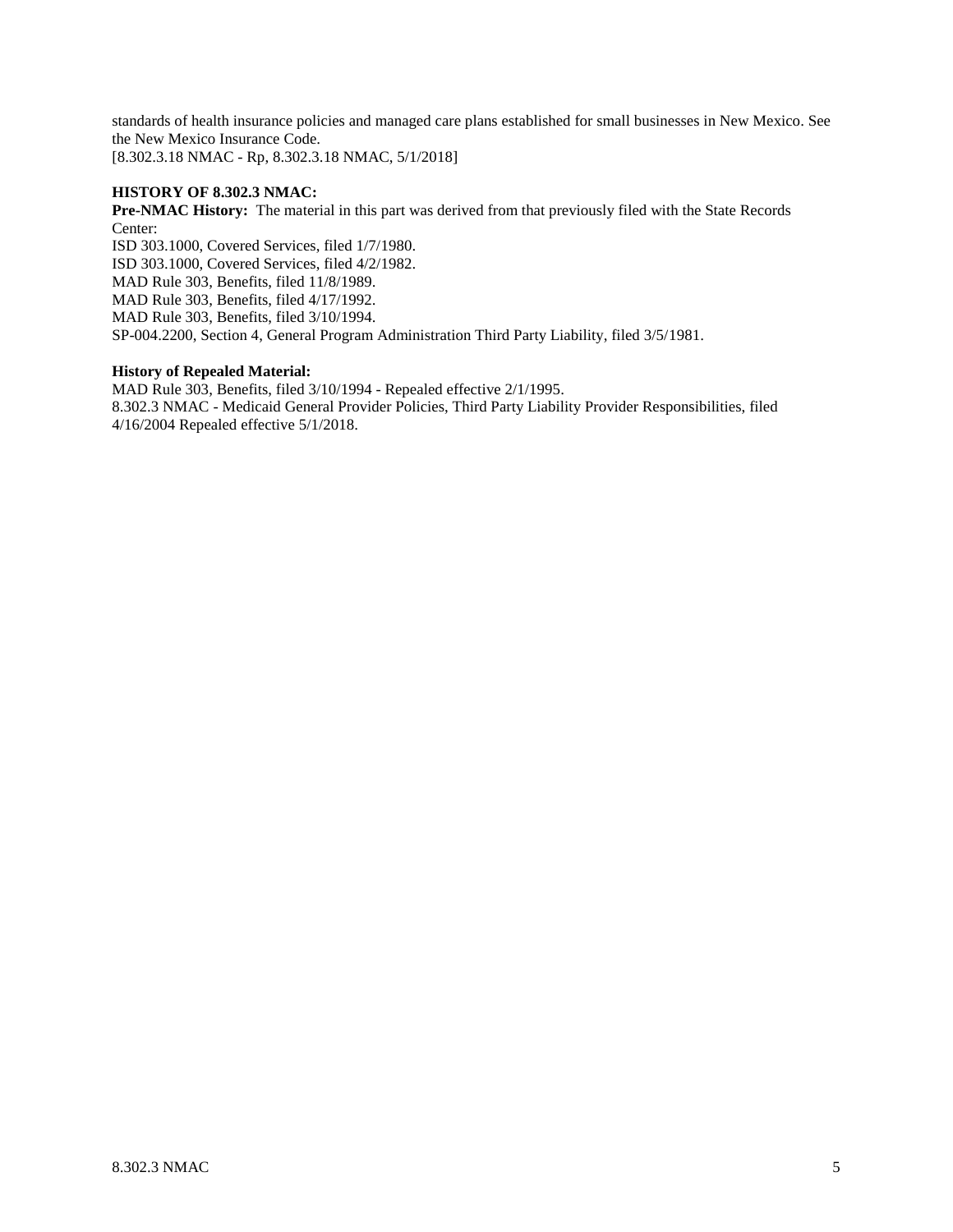standards of health insurance policies and managed care plans established for small businesses in New Mexico. See the New Mexico Insurance Code.
[8.302.3.18 NMAC - Rp, 8.302.3.18 NMAC, 5/1/2018]

**HISTORY OF 8.302.3 NMAC:**
**Pre-NMAC History:** The material in this part was derived from that previously filed with the State Records Center:
ISD 303.1000, Covered Services, filed 1/7/1980.
ISD 303.1000, Covered Services, filed 4/2/1982.
MAD Rule 303, Benefits, filed 11/8/1989.
MAD Rule 303, Benefits, filed 4/17/1992.
MAD Rule 303, Benefits, filed 3/10/1994.
SP-004.2200, Section 4, General Program Administration Third Party Liability, filed 3/5/1981.

**History of Repealed Material:**
MAD Rule 303, Benefits, filed 3/10/1994 - Repealed effective 2/1/1995.
8.302.3 NMAC - Medicaid General Provider Policies, Third Party Liability Provider Responsibilities, filed 4/16/2004 Repealed effective 5/1/2018.